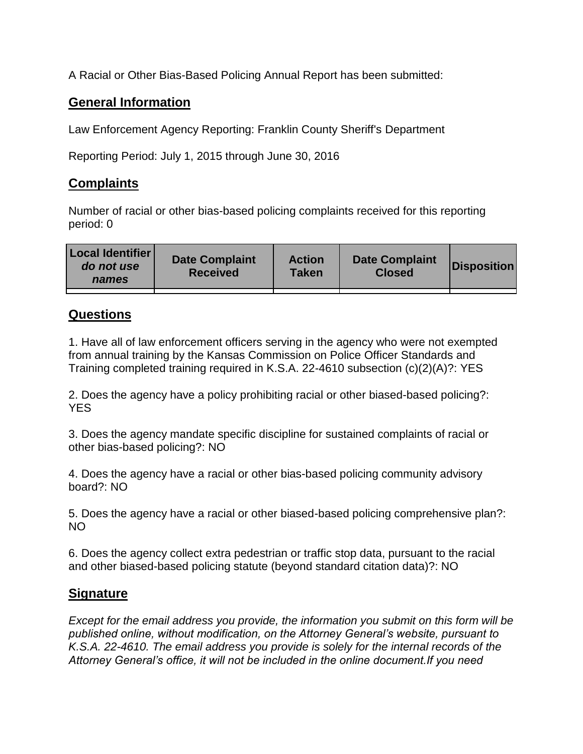A Racial or Other Bias-Based Policing Annual Report has been submitted:

## General Information

Law Enforcement Agency Reporting: Franklin County Sheriff's Department

Reporting Period: July 1, 2015 through June 30, 2016

## Complaints

Number of racial or other bias-based policing complaints received for this reporting period: 0

| Local Identifier *do not use names* | Date Complaint Received | Action Taken | Date Complaint Closed | Disposition |
|---|---|---|---|---|
| | | | | |

## Questions

1. Have all of law enforcement officers serving in the agency who were not exempted from annual training by the Kansas Commission on Police Officer Standards and Training completed training required in K.S.A. 22-4610 subsection (c)(2)(A)?: YES

2. Does the agency have a policy prohibiting racial or other biased-based policing?: YES

3. Does the agency mandate specific discipline for sustained complaints of racial or other bias-based policing?: NO

4. Does the agency have a racial or other bias-based policing community advisory board?: NO

5. Does the agency have a racial or other biased-based policing comprehensive plan?: NO

6. Does the agency collect extra pedestrian or traffic stop data, pursuant to the racial and other biased-based policing statute (beyond standard citation data)?: NO

## Signature

*Except for the email address you provide, the information you submit on this form will be published online, without modification, on the Attorney General's website, pursuant to K.S.A. 22-4610. The email address you provide is solely for the internal records of the Attorney General's office, it will not be included in the online document.If you need*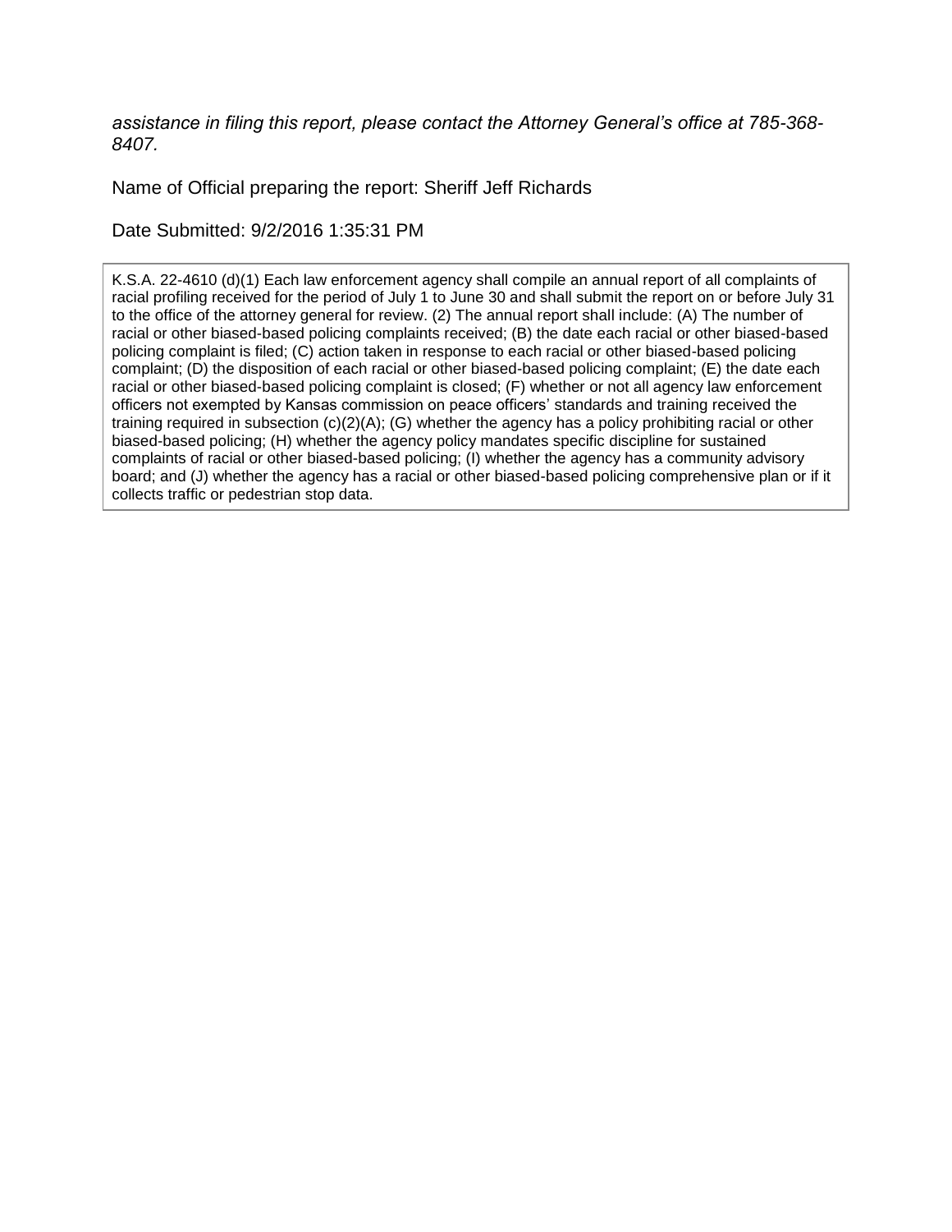*assistance in filing this report, please contact the Attorney General's office at 785-368-8407.*

Name of Official preparing the report: Sheriff Jeff Richards

Date Submitted: 9/2/2016 1:35:31 PM

K.S.A. 22-4610 (d)(1) Each law enforcement agency shall compile an annual report of all complaints of racial profiling received for the period of July 1 to June 30 and shall submit the report on or before July 31 to the office of the attorney general for review. (2) The annual report shall include: (A) The number of racial or other biased-based policing complaints received; (B) the date each racial or other biased-based policing complaint is filed; (C) action taken in response to each racial or other biased-based policing complaint; (D) the disposition of each racial or other biased-based policing complaint; (E) the date each racial or other biased-based policing complaint is closed; (F) whether or not all agency law enforcement officers not exempted by Kansas commission on peace officers' standards and training received the training required in subsection (c)(2)(A); (G) whether the agency has a policy prohibiting racial or other biased-based policing; (H) whether the agency policy mandates specific discipline for sustained complaints of racial or other biased-based policing; (I) whether the agency has a community advisory board; and (J) whether the agency has a racial or other biased-based policing comprehensive plan or if it collects traffic or pedestrian stop data.